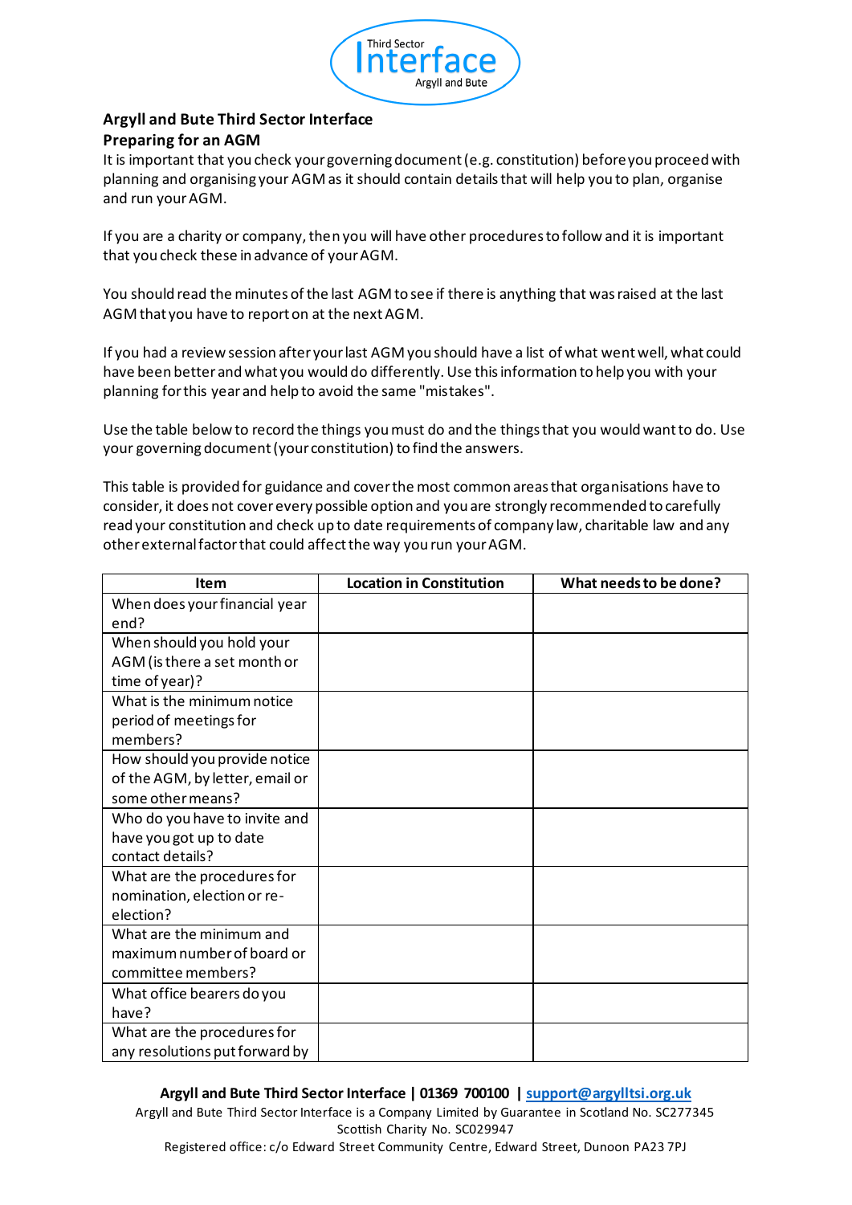**Argyll and Bute Third Sector Interface**
**Preparing for an AGM**

It is important that you check your governing document (e.g. constitution) before you proceed with planning and organising your AGM as it should contain details that will help you to plan, organise and run your AGM.

If you are a charity or company, then you will have other procedures to follow and it is important that you check these in advance of your AGM.

You should read the minutes of the last AGM to see if there is anything that was raised at the last AGM that you have to report on at the next AGM.

If you had a review session after your last AGM you should have a list of what went well, what could have been better and what you would do differently. Use this information to help you with your planning for this year and help to avoid the same "mistakes".

Use the table below to record the things you must do and the things that you would want to do. Use your governing document (your constitution) to find the answers.

This table is provided for guidance and cover the most common areas that organisations have to consider, it does not cover every possible option and you are strongly recommended to carefully read your constitution and check up to date requirements of company law, charitable law and any other external factor that could affect the way you run your AGM.

| Item | Location in Constitution | What needs to be done? |
|---|---|---|
| When does your financial year end? | | |
| When should you hold your AGM (is there a set month or time of year)? | | |
| What is the minimum notice period of meetings for members? | | |
| How should you provide notice of the AGM, by letter, email or some other means? | | |
| Who do you have to invite and have you got up to date contact details? | | |
| What are the procedures for nomination, election or re-election? | | |
| What are the minimum and maximum number of board or committee members? | | |
| What office bearers do you have? | | |
| What are the procedures for any resolutions put forward by | | |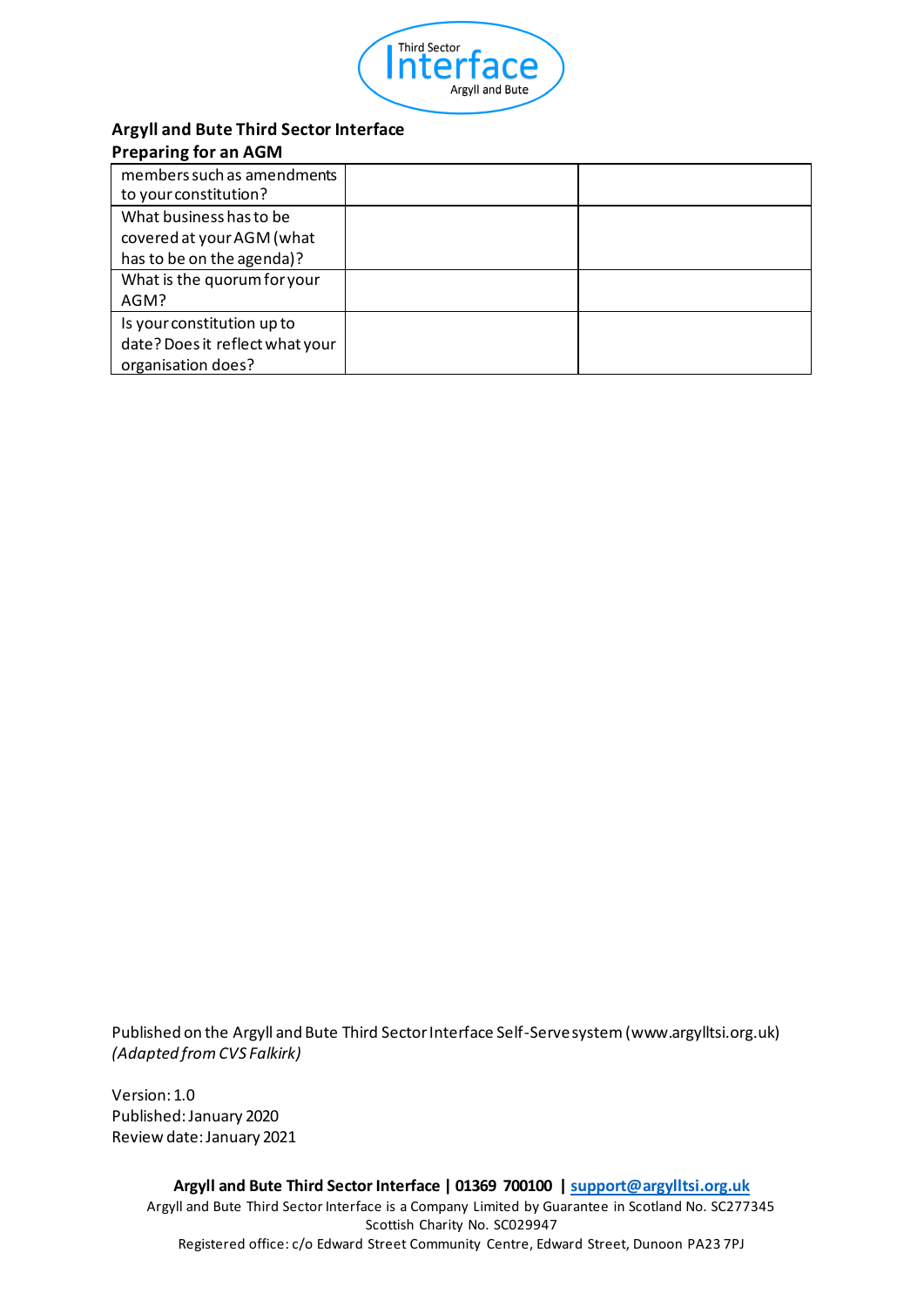**Argyll and Bute Third Sector Interface**
**Preparing for an AGM**

| | | |
|---|---|---|
| members such as amendments to your constitution? | | |
| What business has to be covered at your AGM (what has to be on the agenda)? | | |
| What is the quorum for your AGM? | | |
| Is your constitution up to date? Does it reflect what your organisation does? | | |

Published on the Argyll and Bute Third Sector Interface Self-Serve system (www.argylltsi.org.uk)
*(Adapted from CVS Falkirk)*

Version: 1.0
Published: January 2020
Review date: January 2021

**Argyll and Bute Third Sector Interface | 01369 700100 | support@argylltsi.org.uk**
Argyll and Bute Third Sector Interface is a Company Limited by Guarantee in Scotland No. SC277345
Scottish Charity No. SC029947
Registered office: c/o Edward Street Community Centre, Edward Street, Dunoon PA23 7PJ